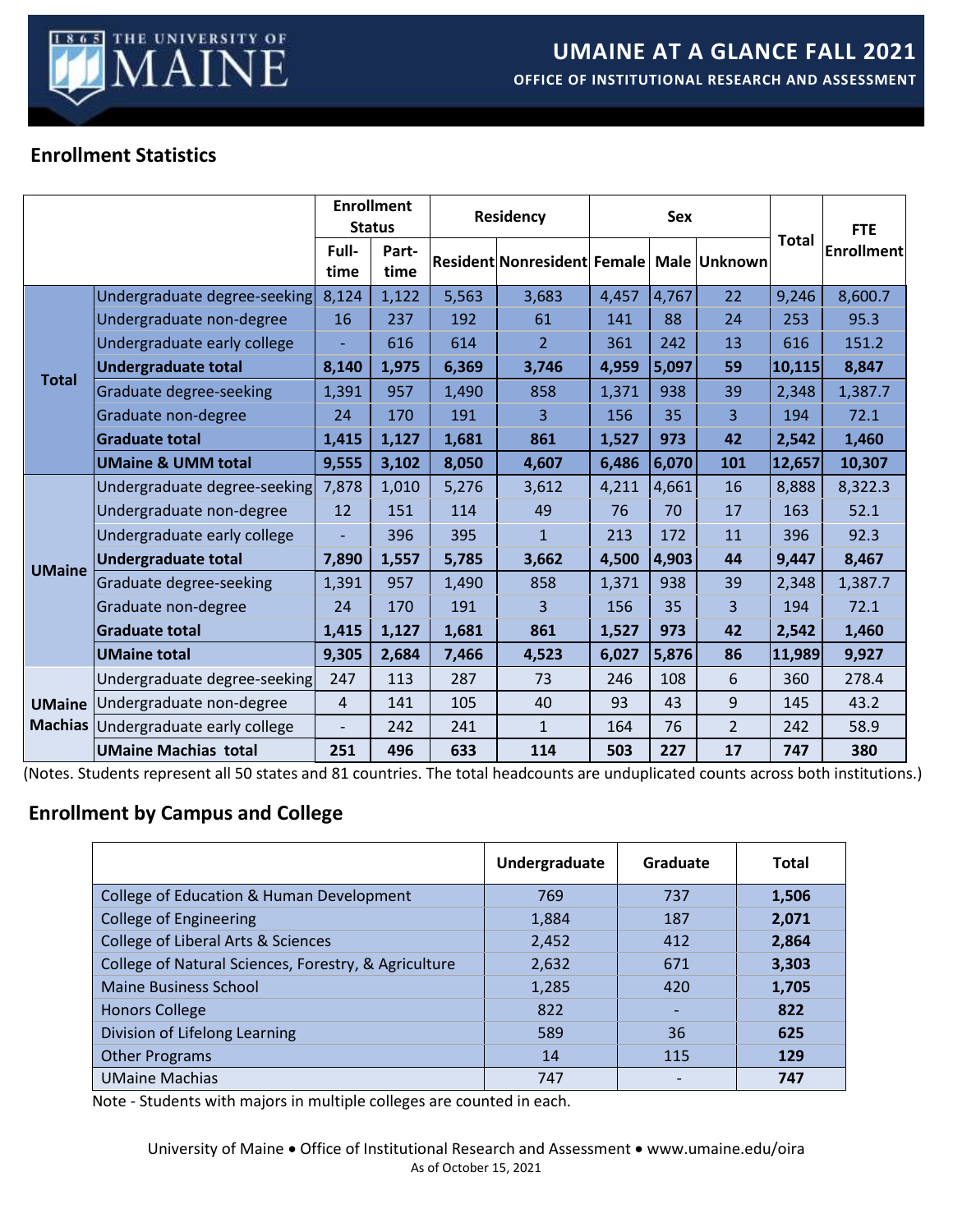# UMAINE AT A GLANCE FALL 2021

**OFFICE OF INSTITUTIONAL RESEARCH AND ASSESSMENT**

## Enrollment Statistics

| | | Enrollment Status | | Residency | | Sex | | | Total | FTE Enrollment |
|---|---|---|---|---|---|---|---|---|---|---|
| | | Full-time | Part-time | Resident | Nonresident | Female | Male | Unknown | | |
| Total | Undergraduate degree-seeking | 8,124 | 1,122 | 5,563 | 3,683 | 4,457 | 4,767 | 22 | 9,246 | 8,600.7 |
| | Undergraduate non-degree | 16 | 237 | 192 | 61 | 141 | 88 | 24 | 253 | 95.3 |
| | Undergraduate early college | - | 616 | 614 | 2 | 361 | 242 | 13 | 616 | 151.2 |
| | **Undergraduate total** | **8,140** | **1,975** | **6,369** | **3,746** | **4,959** | **5,097** | **59** | **10,115** | **8,847** |
| | Graduate degree-seeking | 1,391 | 957 | 1,490 | 858 | 1,371 | 938 | 39 | 2,348 | 1,387.7 |
| | Graduate non-degree | 24 | 170 | 191 | 3 | 156 | 35 | 3 | 194 | 72.1 |
| | **Graduate total** | **1,415** | **1,127** | **1,681** | **861** | **1,527** | **973** | **42** | **2,542** | **1,460** |
| | **UMaine & UMM total** | **9,555** | **3,102** | **8,050** | **4,607** | **6,486** | **6,070** | **101** | **12,657** | **10,307** |
| UMaine | Undergraduate degree-seeking | 7,878 | 1,010 | 5,276 | 3,612 | 4,211 | 4,661 | 16 | 8,888 | 8,322.3 |
| | Undergraduate non-degree | 12 | 151 | 114 | 49 | 76 | 70 | 17 | 163 | 52.1 |
| | Undergraduate early college | - | 396 | 395 | 1 | 213 | 172 | 11 | 396 | 92.3 |
| | **Undergraduate total** | **7,890** | **1,557** | **5,785** | **3,662** | **4,500** | **4,903** | **44** | **9,447** | **8,467** |
| | Graduate degree-seeking | 1,391 | 957 | 1,490 | 858 | 1,371 | 938 | 39 | 2,348 | 1,387.7 |
| | Graduate non-degree | 24 | 170 | 191 | 3 | 156 | 35 | 3 | 194 | 72.1 |
| | **Graduate total** | **1,415** | **1,127** | **1,681** | **861** | **1,527** | **973** | **42** | **2,542** | **1,460** |
| | **UMaine total** | **9,305** | **2,684** | **7,466** | **4,523** | **6,027** | **5,876** | **86** | **11,989** | **9,927** |
| UMaine Machias | Undergraduate degree-seeking | 247 | 113 | 287 | 73 | 246 | 108 | 6 | 360 | 278.4 |
| | Undergraduate non-degree | 4 | 141 | 105 | 40 | 93 | 43 | 9 | 145 | 43.2 |
| | Undergraduate early college | - | 242 | 241 | 1 | 164 | 76 | 2 | 242 | 58.9 |
| | **UMaine Machias total** | **251** | **496** | **633** | **114** | **503** | **227** | **17** | **747** | **380** |

(Notes. Students represent all 50 states and 81 countries. The total headcounts are unduplicated counts across both institutions.)

## Enrollment by Campus and College

| | Undergraduate | Graduate | Total |
|---|---|---|---|
| College of Education & Human Development | 769 | 737 | **1,506** |
| College of Engineering | 1,884 | 187 | **2,071** |
| College of Liberal Arts & Sciences | 2,452 | 412 | **2,864** |
| College of Natural Sciences, Forestry, & Agriculture | 2,632 | 671 | **3,303** |
| Maine Business School | 1,285 | 420 | **1,705** |
| Honors College | 822 | - | **822** |
| Division of Lifelong Learning | 589 | 36 | **625** |
| Other Programs | 14 | 115 | **129** |
| UMaine Machias | 747 | - | **747** |

Note - Students with majors in multiple colleges are counted in each.

University of Maine • Office of Institutional Research and Assessment • www.umaine.edu/oira
As of October 15, 2021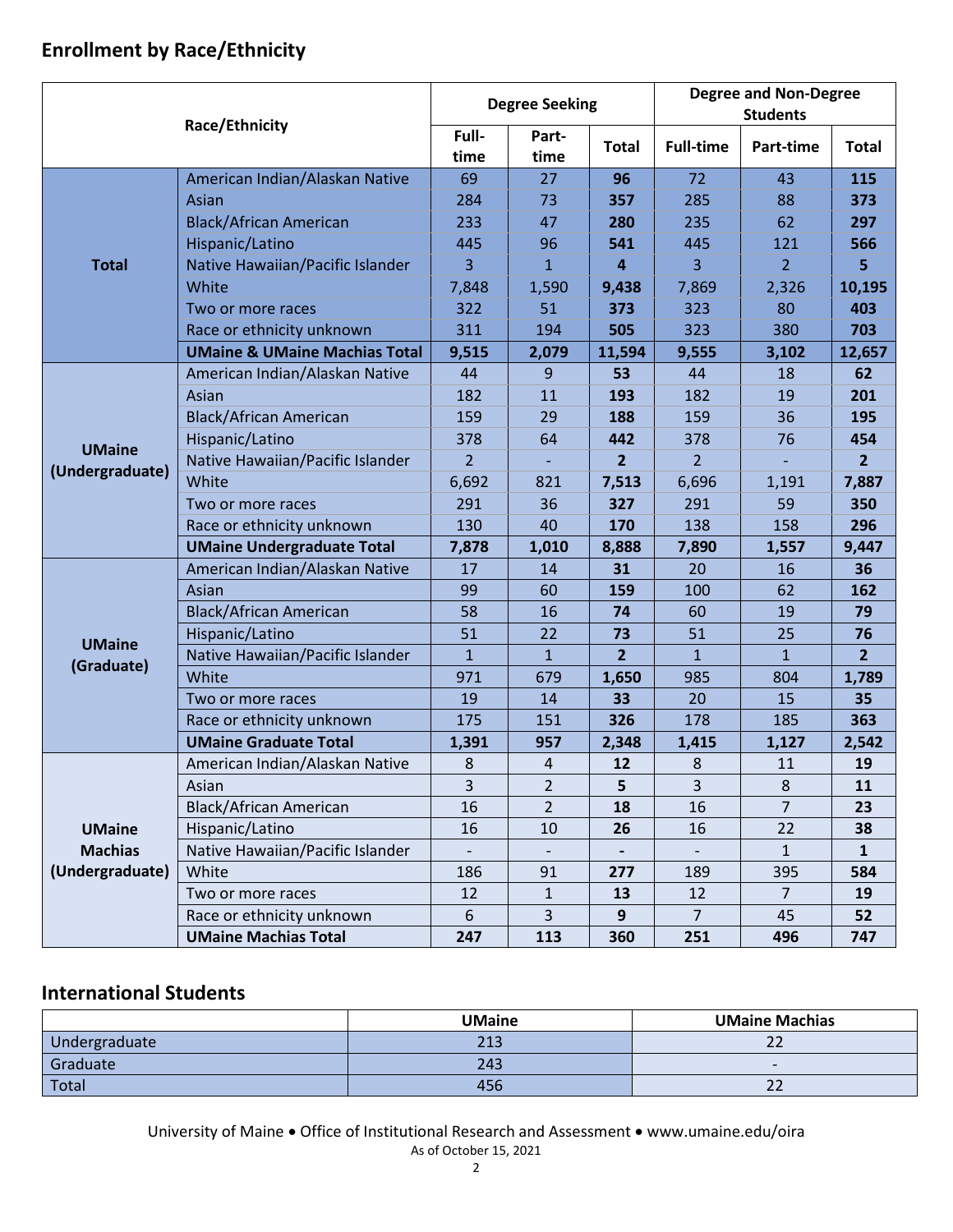## Enrollment by Race/Ethnicity

| Race/Ethnicity | | Degree Seeking | | | Degree and Non-Degree Students | | |
|---|---|---|---|---|---|---|---|
| | | Full-time | Part-time | Total | Full-time | Part-time | Total |
| **Total** | American Indian/Alaskan Native | 69 | 27 | **96** | 72 | 43 | **115** |
| | Asian | 284 | 73 | **357** | 285 | 88 | **373** |
| | Black/African American | 233 | 47 | **280** | 235 | 62 | **297** |
| | Hispanic/Latino | 445 | 96 | **541** | 445 | 121 | **566** |
| | Native Hawaiian/Pacific Islander | 3 | 1 | **4** | 3 | 2 | **5** |
| | White | 7,848 | 1,590 | **9,438** | 7,869 | 2,326 | **10,195** |
| | Two or more races | 322 | 51 | **373** | 323 | 80 | **403** |
| | Race or ethnicity unknown | 311 | 194 | **505** | 323 | 380 | **703** |
| | **UMaine & UMaine Machias Total** | **9,515** | **2,079** | **11,594** | **9,555** | **3,102** | **12,657** |
| **UMaine (Undergraduate)** | American Indian/Alaskan Native | 44 | 9 | **53** | 44 | 18 | **62** |
| | Asian | 182 | 11 | **193** | 182 | 19 | **201** |
| | Black/African American | 159 | 29 | **188** | 159 | 36 | **195** |
| | Hispanic/Latino | 378 | 64 | **442** | 378 | 76 | **454** |
| | Native Hawaiian/Pacific Islander | 2 | - | **2** | 2 | - | **2** |
| | White | 6,692 | 821 | **7,513** | 6,696 | 1,191 | **7,887** |
| | Two or more races | 291 | 36 | **327** | 291 | 59 | **350** |
| | Race or ethnicity unknown | 130 | 40 | **170** | 138 | 158 | **296** |
| | **UMaine Undergraduate Total** | **7,878** | **1,010** | **8,888** | **7,890** | **1,557** | **9,447** |
| **UMaine (Graduate)** | American Indian/Alaskan Native | 17 | 14 | **31** | 20 | 16 | **36** |
| | Asian | 99 | 60 | **159** | 100 | 62 | **162** |
| | Black/African American | 58 | 16 | **74** | 60 | 19 | **79** |
| | Hispanic/Latino | 51 | 22 | **73** | 51 | 25 | **76** |
| | Native Hawaiian/Pacific Islander | 1 | 1 | **2** | 1 | 1 | **2** |
| | White | 971 | 679 | **1,650** | 985 | 804 | **1,789** |
| | Two or more races | 19 | 14 | **33** | 20 | 15 | **35** |
| | Race or ethnicity unknown | 175 | 151 | **326** | 178 | 185 | **363** |
| | **UMaine Graduate Total** | **1,391** | **957** | **2,348** | **1,415** | **1,127** | **2,542** |
| **UMaine Machias (Undergraduate)** | American Indian/Alaskan Native | 8 | 4 | **12** | 8 | 11 | **19** |
| | Asian | 3 | 2 | **5** | 3 | 8 | **11** |
| | Black/African American | 16 | 2 | **18** | 16 | 7 | **23** |
| | Hispanic/Latino | 16 | 10 | **26** | 16 | 22 | **38** |
| | Native Hawaiian/Pacific Islander | - | - | **-** | - | 1 | **1** |
| | White | 186 | 91 | **277** | 189 | 395 | **584** |
| | Two or more races | 12 | 1 | **13** | 12 | 7 | **19** |
| | Race or ethnicity unknown | 6 | 3 | **9** | 7 | 45 | **52** |
| | **UMaine Machias Total** | **247** | **113** | **360** | **251** | **496** | **747** |

## International Students

| | UMaine | UMaine Machias |
|---|---|---|
| Undergraduate | 213 | 22 |
| Graduate | 243 | - |
| Total | 456 | 22 |

University of Maine • Office of Institutional Research and Assessment • www.umaine.edu/oira
As of October 15, 2021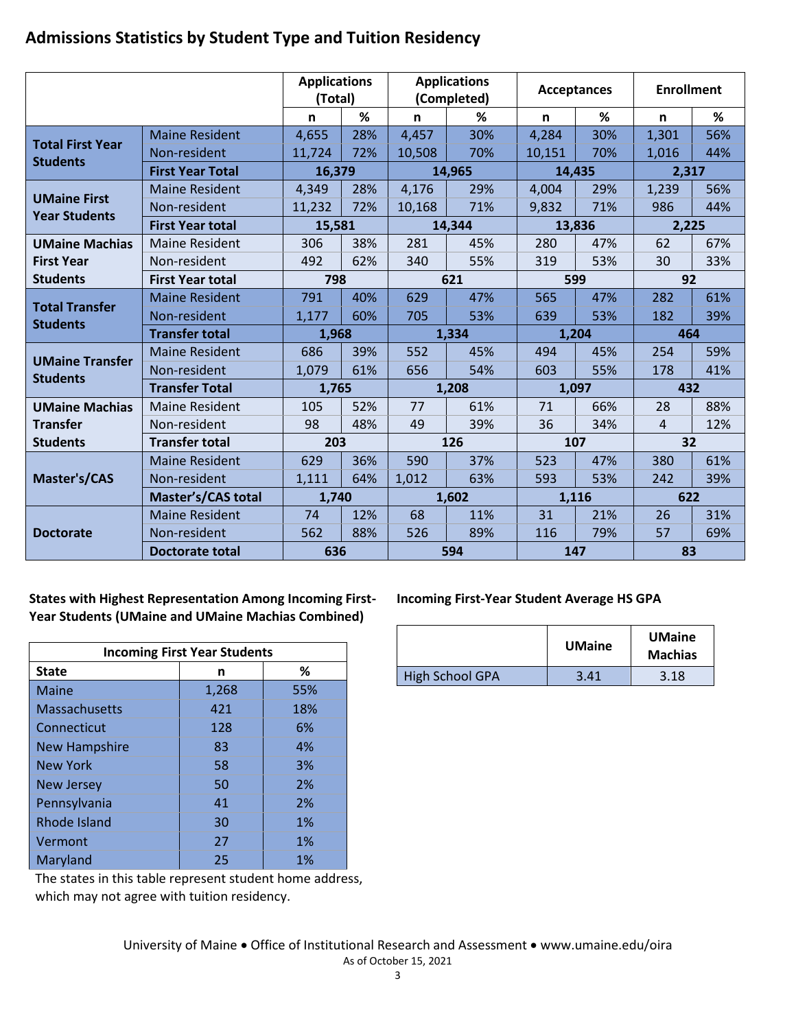## Admissions Statistics by Student Type and Tuition Residency

| | | Applications (Total) | | Applications (Completed) | | Acceptances | | Enrollment | |
|---|---|---|---|---|---|---|---|---|---|
| | | n | % | n | % | n | % | n | % |
| Total First Year Students | Maine Resident | 4,655 | 28% | 4,457 | 30% | 4,284 | 30% | 1,301 | 56% |
| | Non-resident | 11,724 | 72% | 10,508 | 70% | 10,151 | 70% | 1,016 | 44% |
| | **First Year Total** | **16,379** | | **14,965** | | **14,435** | | **2,317** | |
| UMaine First Year Students | Maine Resident | 4,349 | 28% | 4,176 | 29% | 4,004 | 29% | 1,239 | 56% |
| | Non-resident | 11,232 | 72% | 10,168 | 71% | 9,832 | 71% | 986 | 44% |
| | **First Year total** | **15,581** | | **14,344** | | **13,836** | | **2,225** | |
| UMaine Machias First Year Students | Maine Resident | 306 | 38% | 281 | 45% | 280 | 47% | 62 | 67% |
| | Non-resident | 492 | 62% | 340 | 55% | 319 | 53% | 30 | 33% |
| | **First Year total** | **798** | | **621** | | **599** | | **92** | |
| Total Transfer Students | Maine Resident | 791 | 40% | 629 | 47% | 565 | 47% | 282 | 61% |
| | Non-resident | 1,177 | 60% | 705 | 53% | 639 | 53% | 182 | 39% |
| | **Transfer total** | **1,968** | | **1,334** | | **1,204** | | **464** | |
| UMaine Transfer Students | Maine Resident | 686 | 39% | 552 | 45% | 494 | 45% | 254 | 59% |
| | Non-resident | 1,079 | 61% | 656 | 54% | 603 | 55% | 178 | 41% |
| | **Transfer Total** | **1,765** | | **1,208** | | **1,097** | | **432** | |
| UMaine Machias Transfer Students | Maine Resident | 105 | 52% | 77 | 61% | 71 | 66% | 28 | 88% |
| | Non-resident | 98 | 48% | 49 | 39% | 36 | 34% | 4 | 12% |
| | **Transfer total** | **203** | | **126** | | **107** | | **32** | |
| Master's/CAS | Maine Resident | 629 | 36% | 590 | 37% | 523 | 47% | 380 | 61% |
| | Non-resident | 1,111 | 64% | 1,012 | 63% | 593 | 53% | 242 | 39% |
| | **Master's/CAS total** | **1,740** | | **1,602** | | **1,116** | | **622** | |
| Doctorate | Maine Resident | 74 | 12% | 68 | 11% | 31 | 21% | 26 | 31% |
| | Non-resident | 562 | 88% | 526 | 89% | 116 | 79% | 57 | 69% |
| | **Doctorate total** | **636** | | **594** | | **147** | | **83** | |

**States with Highest Representation Among Incoming First-Year Students (UMaine and UMaine Machias Combined)**

| Incoming First Year Students | | |
|---|---|---|
| **State** | **n** | **%** |
| Maine | 1,268 | 55% |
| Massachusetts | 421 | 18% |
| Connecticut | 128 | 6% |
| New Hampshire | 83 | 4% |
| New York | 58 | 3% |
| New Jersey | 50 | 2% |
| Pennsylvania | 41 | 2% |
| Rhode Island | 30 | 1% |
| Vermont | 27 | 1% |
| Maryland | 25 | 1% |

The states in this table represent student home address, which may not agree with tuition residency.

**Incoming First-Year Student Average HS GPA**

| | UMaine | UMaine Machias |
|---|---|---|
| High School GPA | 3.41 | 3.18 |

University of Maine • Office of Institutional Research and Assessment • www.umaine.edu/oira
As of October 15, 2021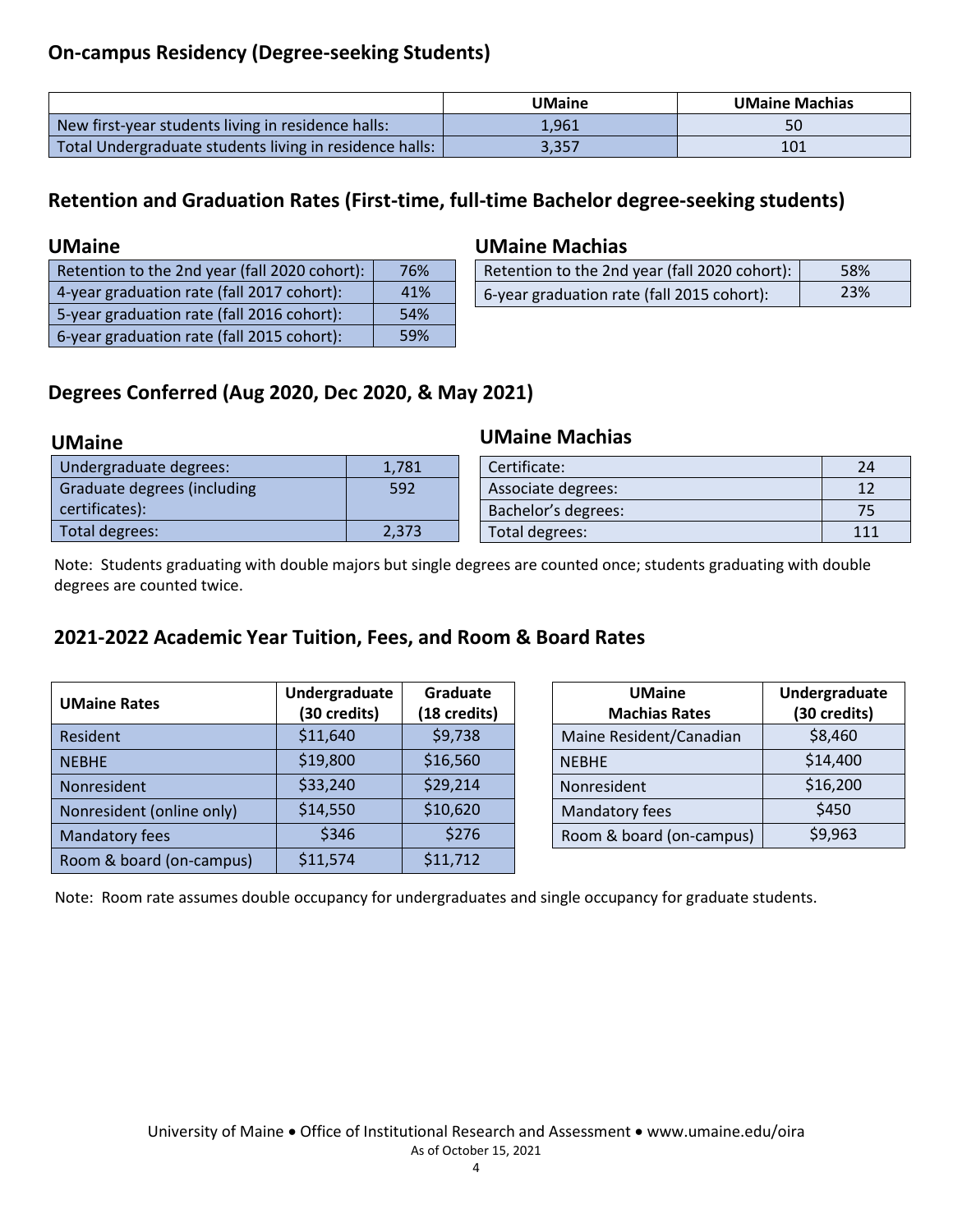## On-campus Residency (Degree-seeking Students)

| | UMaine | UMaine Machias |
|---|---|---|
| New first-year students living in residence halls: | 1,961 | 50 |
| Total Undergraduate students living in residence halls: | 3,357 | 101 |

## Retention and Graduation Rates (First-time, full-time Bachelor degree-seeking students)

### UMaine

| | |
|---|---|
| Retention to the 2nd year (fall 2020 cohort): | 76% |
| 4-year graduation rate (fall 2017 cohort): | 41% |
| 5-year graduation rate (fall 2016 cohort): | 54% |
| 6-year graduation rate (fall 2015 cohort): | 59% |

### UMaine Machias

| | |
|---|---|
| Retention to the 2nd year (fall 2020 cohort): | 58% |
| 6-year graduation rate (fall 2015 cohort): | 23% |

## Degrees Conferred (Aug 2020, Dec 2020, & May 2021)

### UMaine

| | |
|---|---|
| Undergraduate degrees: | 1,781 |
| Graduate degrees (including certificates): | 592 |
| Total degrees: | 2,373 |

### UMaine Machias

| | |
|---|---|
| Certificate: | 24 |
| Associate degrees: | 12 |
| Bachelor's degrees: | 75 |
| Total degrees: | 111 |

Note: Students graduating with double majors but single degrees are counted once; students graduating with double degrees are counted twice.

## 2021-2022 Academic Year Tuition, Fees, and Room & Board Rates

| UMaine Rates | Undergraduate (30 credits) | Graduate (18 credits) |
|---|---|---|
| Resident | $11,640 | $9,738 |
| NEBHE | $19,800 | $16,560 |
| Nonresident | $33,240 | $29,214 |
| Nonresident (online only) | $14,550 | $10,620 |
| Mandatory fees | $346 | $276 |
| Room & board (on-campus) | $11,574 | $11,712 |

| UMaine Machias Rates | Undergraduate (30 credits) |
|---|---|
| Maine Resident/Canadian | $8,460 |
| NEBHE | $14,400 |
| Nonresident | $16,200 |
| Mandatory fees | $450 |
| Room & board (on-campus) | $9,963 |

Note: Room rate assumes double occupancy for undergraduates and single occupancy for graduate students.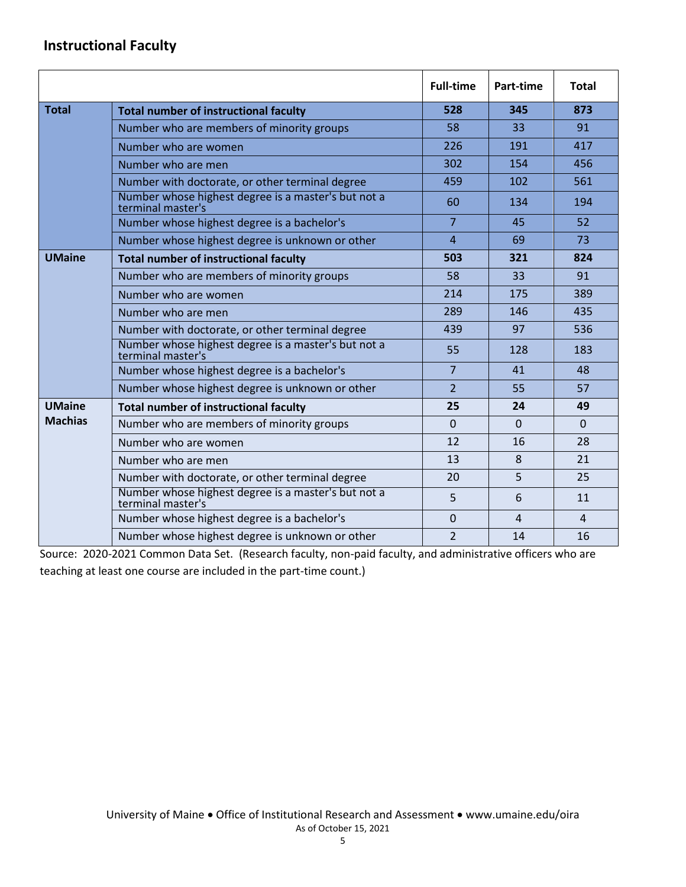## Instructional Faculty

| | | Full-time | Part-time | Total |
|---|---|---|---|---|
| **Total** | **Total number of instructional faculty** | **528** | **345** | **873** |
| | Number who are members of minority groups | 58 | 33 | 91 |
| | Number who are women | 226 | 191 | 417 |
| | Number who are men | 302 | 154 | 456 |
| | Number with doctorate, or other terminal degree | 459 | 102 | 561 |
| | Number whose highest degree is a master's but not a terminal master's | 60 | 134 | 194 |
| | Number whose highest degree is a bachelor's | 7 | 45 | 52 |
| | Number whose highest degree is unknown or other | 4 | 69 | 73 |
| **UMaine** | **Total number of instructional faculty** | **503** | **321** | **824** |
| | Number who are members of minority groups | 58 | 33 | 91 |
| | Number who are women | 214 | 175 | 389 |
| | Number who are men | 289 | 146 | 435 |
| | Number with doctorate, or other terminal degree | 439 | 97 | 536 |
| | Number whose highest degree is a master's but not a terminal master's | 55 | 128 | 183 |
| | Number whose highest degree is a bachelor's | 7 | 41 | 48 |
| | Number whose highest degree is unknown or other | 2 | 55 | 57 |
| **UMaine Machias** | **Total number of instructional faculty** | **25** | **24** | **49** |
| | Number who are members of minority groups | 0 | 0 | 0 |
| | Number who are women | 12 | 16 | 28 |
| | Number who are men | 13 | 8 | 21 |
| | Number with doctorate, or other terminal degree | 20 | 5 | 25 |
| | Number whose highest degree is a master's but not a terminal master's | 5 | 6 | 11 |
| | Number whose highest degree is a bachelor's | 0 | 4 | 4 |
| | Number whose highest degree is unknown or other | 2 | 14 | 16 |

Source: 2020-2021 Common Data Set. (Research faculty, non-paid faculty, and administrative officers who are teaching at least one course are included in the part-time count.)